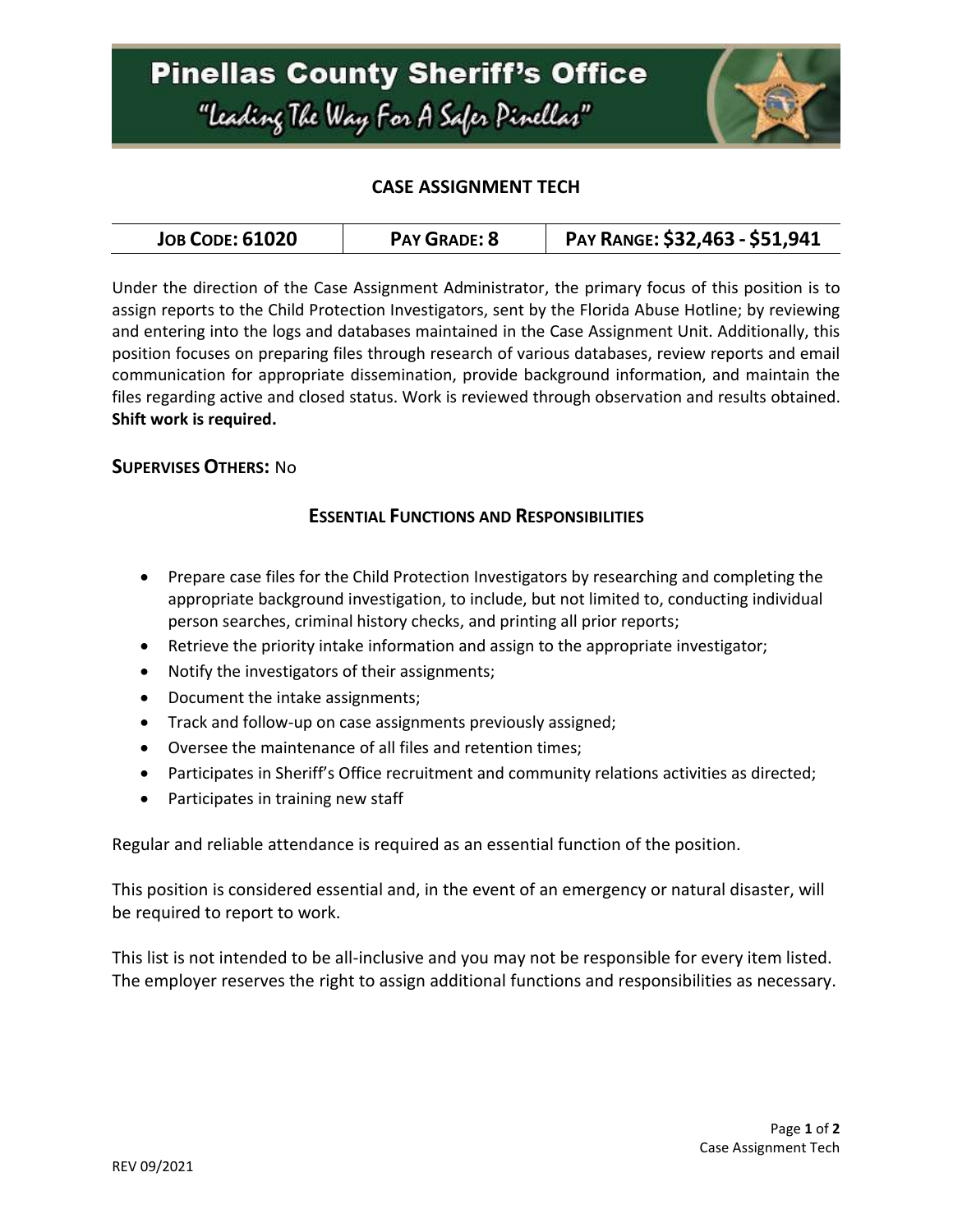# Pinellas County Sheriff's Office

"Leading The Way For A Safer Pinellas"

## CASE ASSIGNMENT TECH

| JOB CODE: 61020 | PAY GRADE: 8 | PAY RANGE: $32,463 - $51,941 |
|---|---|---|

Under the direction of the Case Assignment Administrator, the primary focus of this position is to assign reports to the Child Protection Investigators, sent by the Florida Abuse Hotline; by reviewing and entering into the logs and databases maintained in the Case Assignment Unit. Additionally, this position focuses on preparing files through research of various databases, review reports and email communication for appropriate dissemination, provide background information, and maintain the files regarding active and closed status. Work is reviewed through observation and results obtained. **Shift work is required.**

**SUPERVISES OTHERS:** No

### ESSENTIAL FUNCTIONS AND RESPONSIBILITIES

- Prepare case files for the Child Protection Investigators by researching and completing the appropriate background investigation, to include, but not limited to, conducting individual person searches, criminal history checks, and printing all prior reports;
- Retrieve the priority intake information and assign to the appropriate investigator;
- Notify the investigators of their assignments;
- Document the intake assignments;
- Track and follow-up on case assignments previously assigned;
- Oversee the maintenance of all files and retention times;
- Participates in Sheriff's Office recruitment and community relations activities as directed;
- Participates in training new staff

Regular and reliable attendance is required as an essential function of the position.

This position is considered essential and, in the event of an emergency or natural disaster, will be required to report to work.

This list is not intended to be all-inclusive and you may not be responsible for every item listed. The employer reserves the right to assign additional functions and responsibilities as necessary.

REV 09/2021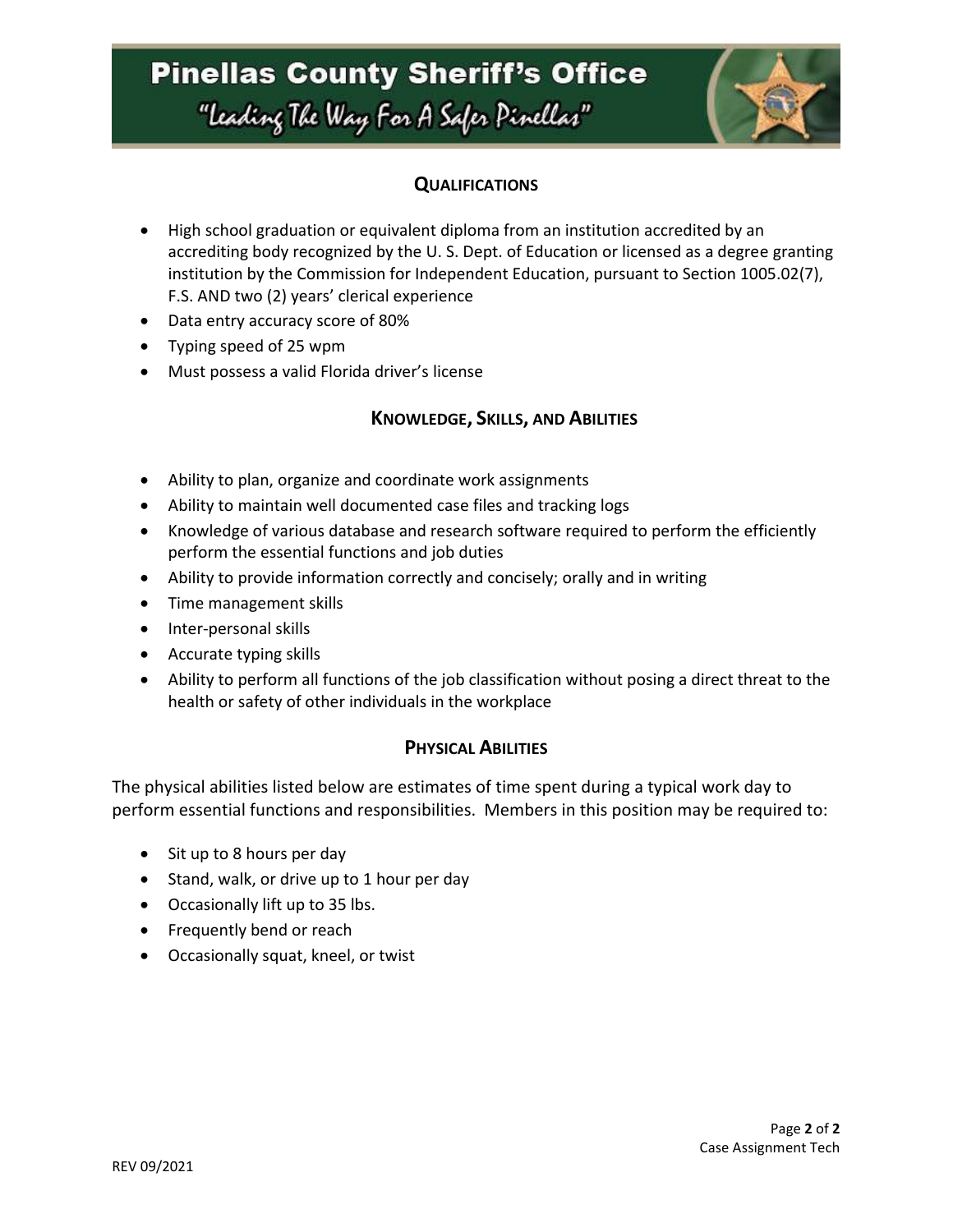## QUALIFICATIONS

- High school graduation or equivalent diploma from an institution accredited by an accrediting body recognized by the U. S. Dept. of Education or licensed as a degree granting institution by the Commission for Independent Education, pursuant to Section 1005.02(7), F.S. AND two (2) years' clerical experience
- Data entry accuracy score of 80%
- Typing speed of 25 wpm
- Must possess a valid Florida driver's license

## KNOWLEDGE, SKILLS, AND ABILITIES

- Ability to plan, organize and coordinate work assignments
- Ability to maintain well documented case files and tracking logs
- Knowledge of various database and research software required to perform the efficiently perform the essential functions and job duties
- Ability to provide information correctly and concisely; orally and in writing
- Time management skills
- Inter-personal skills
- Accurate typing skills
- Ability to perform all functions of the job classification without posing a direct threat to the health or safety of other individuals in the workplace

## PHYSICAL ABILITIES

The physical abilities listed below are estimates of time spent during a typical work day to perform essential functions and responsibilities. Members in this position may be required to:

- Sit up to 8 hours per day
- Stand, walk, or drive up to 1 hour per day
- Occasionally lift up to 35 lbs.
- Frequently bend or reach
- Occasionally squat, kneel, or twist

REV 09/2021